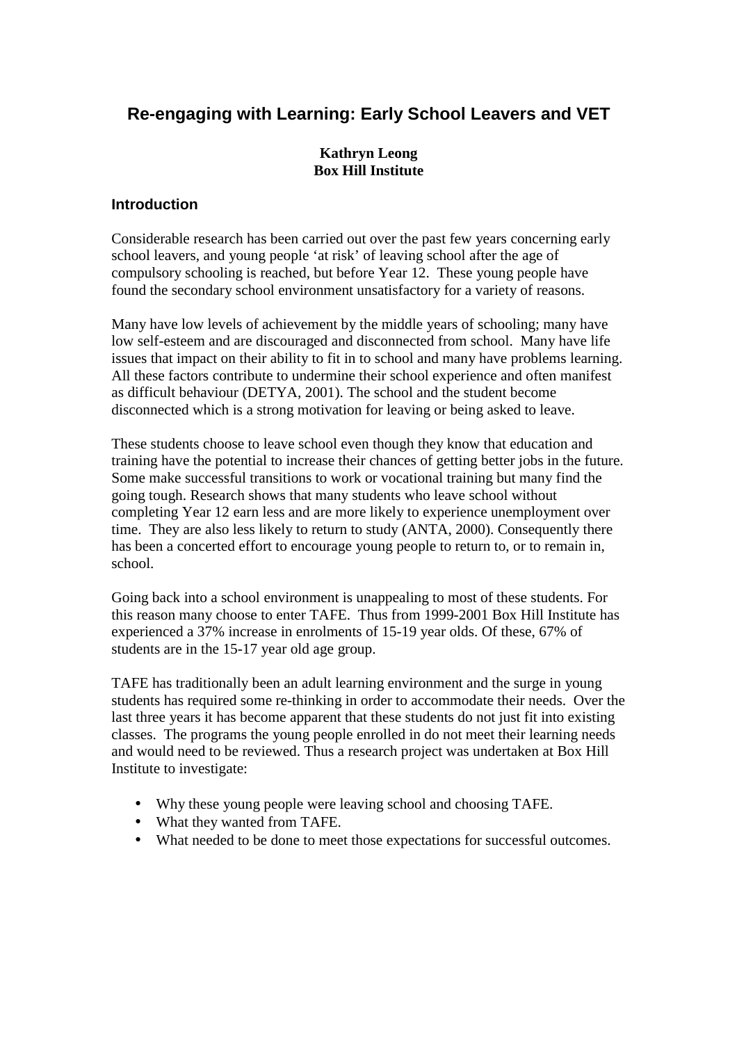# Re-engaging with Learning: Early School Leavers and VET

**Kathryn Leong**
**Box Hill Institute**

## Introduction

Considerable research has been carried out over the past few years concerning early school leavers, and young people 'at risk' of leaving school after the age of compulsory schooling is reached, but before Year 12. These young people have found the secondary school environment unsatisfactory for a variety of reasons.

Many have low levels of achievement by the middle years of schooling; many have low self-esteem and are discouraged and disconnected from school. Many have life issues that impact on their ability to fit in to school and many have problems learning. All these factors contribute to undermine their school experience and often manifest as difficult behaviour (DETYA, 2001). The school and the student become disconnected which is a strong motivation for leaving or being asked to leave.

These students choose to leave school even though they know that education and training have the potential to increase their chances of getting better jobs in the future. Some make successful transitions to work or vocational training but many find the going tough. Research shows that many students who leave school without completing Year 12 earn less and are more likely to experience unemployment over time. They are also less likely to return to study (ANTA, 2000). Consequently there has been a concerted effort to encourage young people to return to, or to remain in, school.

Going back into a school environment is unappealing to most of these students. For this reason many choose to enter TAFE. Thus from 1999-2001 Box Hill Institute has experienced a 37% increase in enrolments of 15-19 year olds. Of these, 67% of students are in the 15-17 year old age group.

TAFE has traditionally been an adult learning environment and the surge in young students has required some re-thinking in order to accommodate their needs. Over the last three years it has become apparent that these students do not just fit into existing classes. The programs the young people enrolled in do not meet their learning needs and would need to be reviewed. Thus a research project was undertaken at Box Hill Institute to investigate:

- Why these young people were leaving school and choosing TAFE.
- What they wanted from TAFE.
- What needed to be done to meet those expectations for successful outcomes.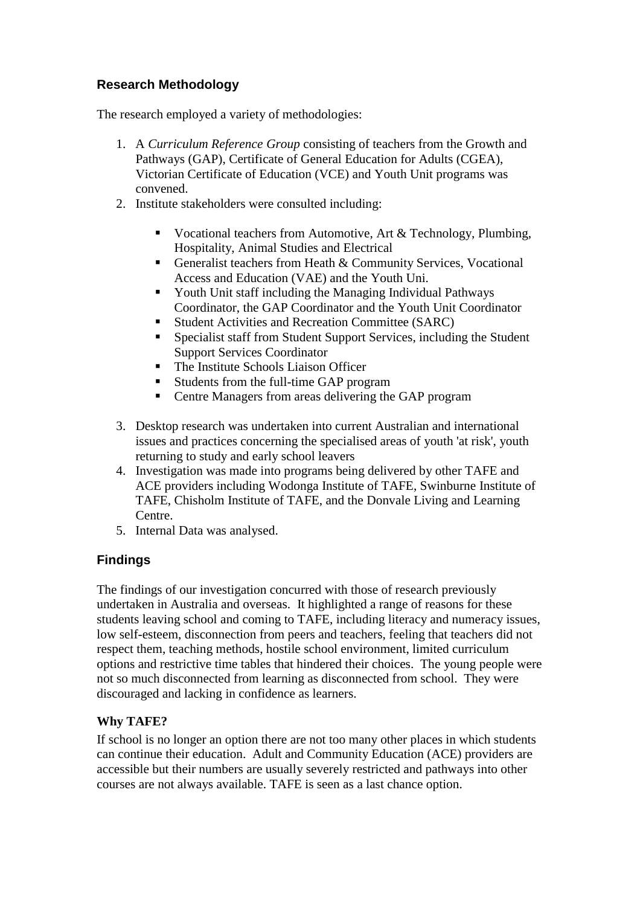## Research Methodology

The research employed a variety of methodologies:

1. A *Curriculum Reference Group* consisting of teachers from the Growth and Pathways (GAP), Certificate of General Education for Adults (CGEA), Victorian Certificate of Education (VCE) and Youth Unit programs was convened.
2. Institute stakeholders were consulted including:

    - Vocational teachers from Automotive, Art & Technology, Plumbing, Hospitality, Animal Studies and Electrical
    - Generalist teachers from Heath & Community Services, Vocational Access and Education (VAE) and the Youth Uni.
    - Youth Unit staff including the Managing Individual Pathways Coordinator, the GAP Coordinator and the Youth Unit Coordinator
    - Student Activities and Recreation Committee (SARC)
    - Specialist staff from Student Support Services, including the Student Support Services Coordinator
    - The Institute Schools Liaison Officer
    - Students from the full-time GAP program
    - Centre Managers from areas delivering the GAP program

3. Desktop research was undertaken into current Australian and international issues and practices concerning the specialised areas of youth 'at risk', youth returning to study and early school leavers
4. Investigation was made into programs being delivered by other TAFE and ACE providers including Wodonga Institute of TAFE, Swinburne Institute of TAFE, Chisholm Institute of TAFE, and the Donvale Living and Learning Centre.
5. Internal Data was analysed.

## Findings

The findings of our investigation concurred with those of research previously undertaken in Australia and overseas. It highlighted a range of reasons for these students leaving school and coming to TAFE, including literacy and numeracy issues, low self-esteem, disconnection from peers and teachers, feeling that teachers did not respect them, teaching methods, hostile school environment, limited curriculum options and restrictive time tables that hindered their choices. The young people were not so much disconnected from learning as disconnected from school. They were discouraged and lacking in confidence as learners.

### Why TAFE?

If school is no longer an option there are not too many other places in which students can continue their education. Adult and Community Education (ACE) providers are accessible but their numbers are usually severely restricted and pathways into other courses are not always available. TAFE is seen as a last chance option.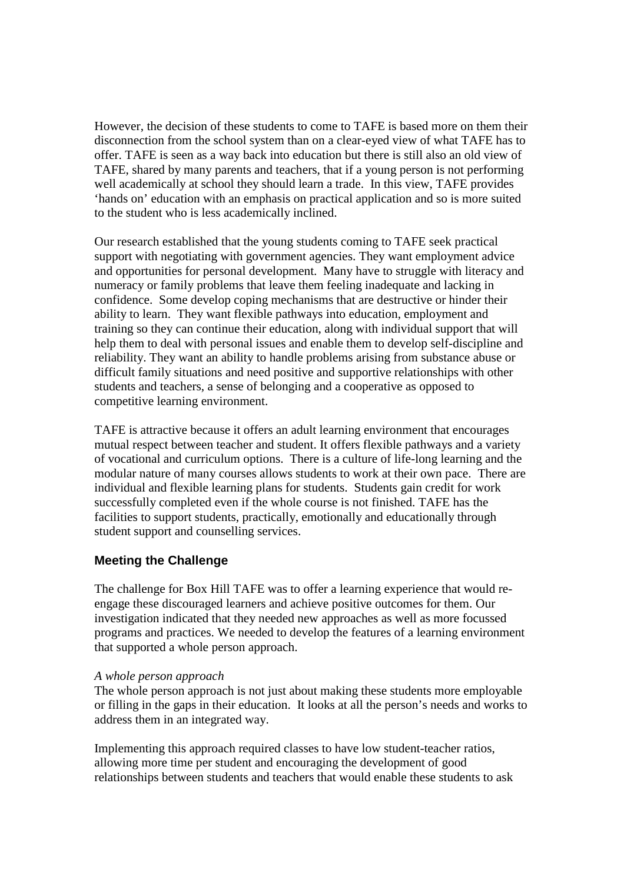However, the decision of these students to come to TAFE is based more on them their disconnection from the school system than on a clear-eyed view of what TAFE has to offer. TAFE is seen as a way back into education but there is still also an old view of TAFE, shared by many parents and teachers, that if a young person is not performing well academically at school they should learn a trade. In this view, TAFE provides 'hands on' education with an emphasis on practical application and so is more suited to the student who is less academically inclined.

Our research established that the young students coming to TAFE seek practical support with negotiating with government agencies. They want employment advice and opportunities for personal development. Many have to struggle with literacy and numeracy or family problems that leave them feeling inadequate and lacking in confidence. Some develop coping mechanisms that are destructive or hinder their ability to learn. They want flexible pathways into education, employment and training so they can continue their education, along with individual support that will help them to deal with personal issues and enable them to develop self-discipline and reliability. They want an ability to handle problems arising from substance abuse or difficult family situations and need positive and supportive relationships with other students and teachers, a sense of belonging and a cooperative as opposed to competitive learning environment.

TAFE is attractive because it offers an adult learning environment that encourages mutual respect between teacher and student. It offers flexible pathways and a variety of vocational and curriculum options. There is a culture of life-long learning and the modular nature of many courses allows students to work at their own pace. There are individual and flexible learning plans for students. Students gain credit for work successfully completed even if the whole course is not finished. TAFE has the facilities to support students, practically, emotionally and educationally through student support and counselling services.

## Meeting the Challenge

The challenge for Box Hill TAFE was to offer a learning experience that would re-engage these discouraged learners and achieve positive outcomes for them. Our investigation indicated that they needed new approaches as well as more focussed programs and practices. We needed to develop the features of a learning environment that supported a whole person approach.

*A whole person approach*

The whole person approach is not just about making these students more employable or filling in the gaps in their education. It looks at all the person's needs and works to address them in an integrated way.

Implementing this approach required classes to have low student-teacher ratios, allowing more time per student and encouraging the development of good relationships between students and teachers that would enable these students to ask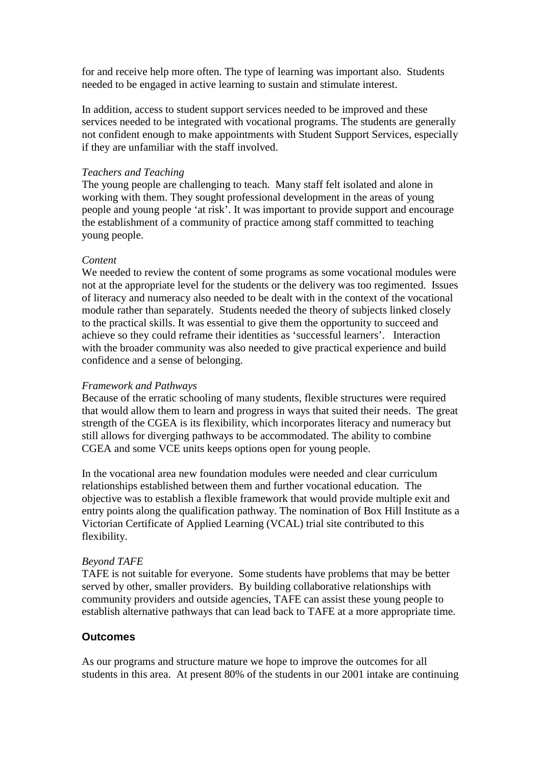for and receive help more often. The type of learning was important also. Students needed to be engaged in active learning to sustain and stimulate interest.

In addition, access to student support services needed to be improved and these services needed to be integrated with vocational programs. The students are generally not confident enough to make appointments with Student Support Services, especially if they are unfamiliar with the staff involved.

*Teachers and Teaching*

The young people are challenging to teach. Many staff felt isolated and alone in working with them. They sought professional development in the areas of young people and young people 'at risk'. It was important to provide support and encourage the establishment of a community of practice among staff committed to teaching young people.

*Content*

We needed to review the content of some programs as some vocational modules were not at the appropriate level for the students or the delivery was too regimented. Issues of literacy and numeracy also needed to be dealt with in the context of the vocational module rather than separately. Students needed the theory of subjects linked closely to the practical skills. It was essential to give them the opportunity to succeed and achieve so they could reframe their identities as 'successful learners'. Interaction with the broader community was also needed to give practical experience and build confidence and a sense of belonging.

*Framework and Pathways*

Because of the erratic schooling of many students, flexible structures were required that would allow them to learn and progress in ways that suited their needs. The great strength of the CGEA is its flexibility, which incorporates literacy and numeracy but still allows for diverging pathways to be accommodated. The ability to combine CGEA and some VCE units keeps options open for young people.

In the vocational area new foundation modules were needed and clear curriculum relationships established between them and further vocational education. The objective was to establish a flexible framework that would provide multiple exit and entry points along the qualification pathway. The nomination of Box Hill Institute as a Victorian Certificate of Applied Learning (VCAL) trial site contributed to this flexibility.

*Beyond TAFE*

TAFE is not suitable for everyone. Some students have problems that may be better served by other, smaller providers. By building collaborative relationships with community providers and outside agencies, TAFE can assist these young people to establish alternative pathways that can lead back to TAFE at a more appropriate time.

## Outcomes

As our programs and structure mature we hope to improve the outcomes for all students in this area. At present 80% of the students in our 2001 intake are continuing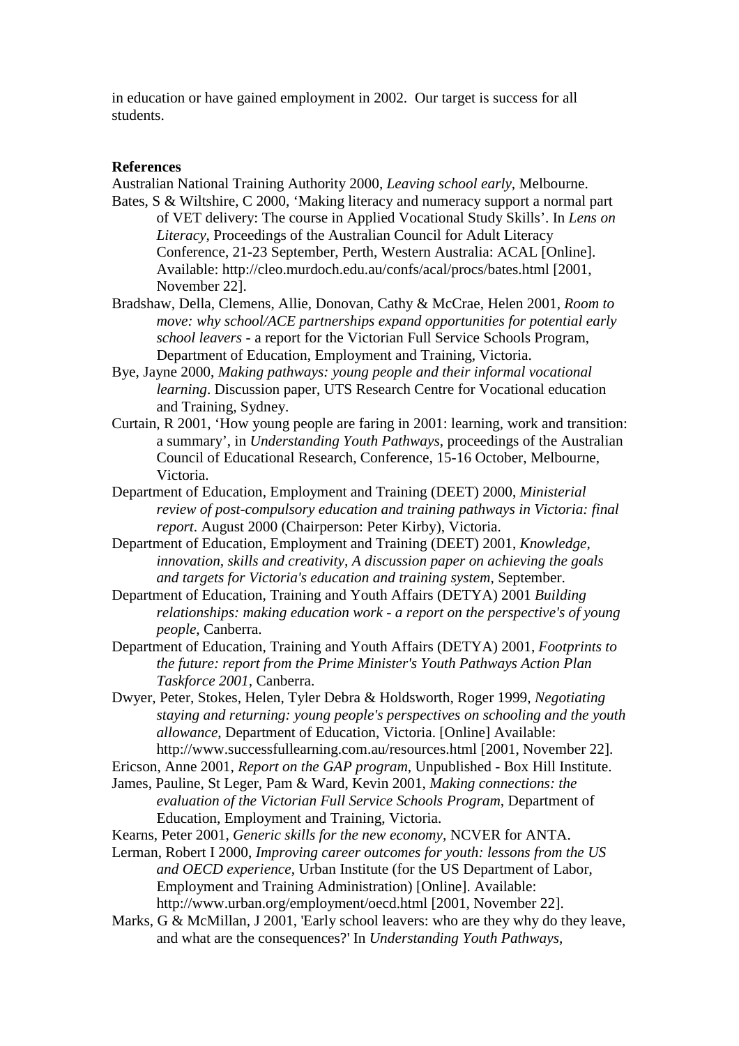in education or have gained employment in 2002. Our target is success for all students.

**References**

Australian National Training Authority 2000, *Leaving school early*, Melbourne.

Bates, S & Wiltshire, C 2000, 'Making literacy and numeracy support a normal part of VET delivery: The course in Applied Vocational Study Skills'. In *Lens on Literacy*, Proceedings of the Australian Council for Adult Literacy Conference, 21-23 September, Perth, Western Australia: ACAL [Online]. Available: http://cleo.murdoch.edu.au/confs/acal/procs/bates.html [2001, November 22].

Bradshaw, Della, Clemens, Allie, Donovan, Cathy & McCrae, Helen 2001, *Room to move: why school/ACE partnerships expand opportunities for potential early school leavers* - a report for the Victorian Full Service Schools Program, Department of Education, Employment and Training, Victoria.

Bye, Jayne 2000, *Making pathways: young people and their informal vocational learning*. Discussion paper, UTS Research Centre for Vocational education and Training, Sydney.

Curtain, R 2001, 'How young people are faring in 2001: learning, work and transition: a summary', in *Understanding Youth Pathways*, proceedings of the Australian Council of Educational Research, Conference, 15-16 October, Melbourne, Victoria.

Department of Education, Employment and Training (DEET) 2000, *Ministerial review of post-compulsory education and training pathways in Victoria: final report*. August 2000 (Chairperson: Peter Kirby), Victoria.

Department of Education, Employment and Training (DEET) 2001, *Knowledge, innovation, skills and creativity, A discussion paper on achieving the goals and targets for Victoria's education and training system*, September.

Department of Education, Training and Youth Affairs (DETYA) 2001 *Building relationships: making education work - a report on the perspective's of young people*, Canberra.

Department of Education, Training and Youth Affairs (DETYA) 2001, *Footprints to the future: report from the Prime Minister's Youth Pathways Action Plan Taskforce 2001*, Canberra.

Dwyer, Peter, Stokes, Helen, Tyler Debra & Holdsworth, Roger 1999, *Negotiating staying and returning: young people's perspectives on schooling and the youth allowance*, Department of Education, Victoria. [Online] Available: http://www.successfullearning.com.au/resources.html [2001, November 22].

Ericson, Anne 2001, *Report on the GAP program*, Unpublished - Box Hill Institute.

James, Pauline, St Leger, Pam & Ward, Kevin 2001, *Making connections: the evaluation of the Victorian Full Service Schools Program*, Department of Education, Employment and Training, Victoria.

Kearns, Peter 2001, *Generic skills for the new economy*, NCVER for ANTA.

Lerman, Robert I 2000, *Improving career outcomes for youth: lessons from the US and OECD experience*, Urban Institute (for the US Department of Labor, Employment and Training Administration) [Online]. Available: http://www.urban.org/employment/oecd.html [2001, November 22].

Marks, G & McMillan, J 2001, 'Early school leavers: who are they why do they leave, and what are the consequences?' In *Understanding Youth Pathways*,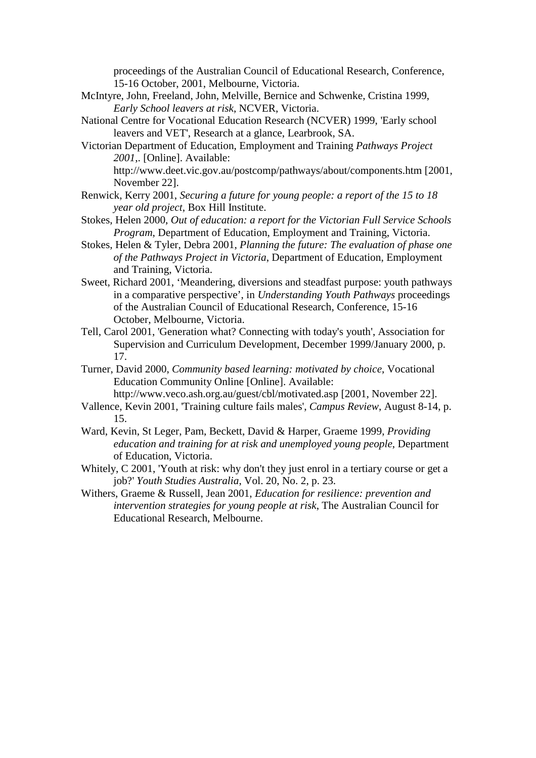proceedings of the Australian Council of Educational Research, Conference, 15-16 October, 2001, Melbourne, Victoria.

McIntyre, John, Freeland, John, Melville, Bernice and Schwenke, Cristina 1999, *Early School leavers at risk*, NCVER, Victoria.

National Centre for Vocational Education Research (NCVER) 1999, 'Early school leavers and VET', Research at a glance, Learbrook, SA.

Victorian Department of Education, Employment and Training *Pathways Project 2001*,. [Online]. Available: http://www.deet.vic.gov.au/postcomp/pathways/about/components.htm [2001, November 22].

Renwick, Kerry 2001, *Securing a future for young people: a report of the 15 to 18 year old project*, Box Hill Institute.

Stokes, Helen 2000, *Out of education: a report for the Victorian Full Service Schools Program*, Department of Education, Employment and Training, Victoria.

Stokes, Helen & Tyler, Debra 2001, *Planning the future: The evaluation of phase one of the Pathways Project in Victoria*, Department of Education, Employment and Training, Victoria.

Sweet, Richard 2001, 'Meandering, diversions and steadfast purpose: youth pathways in a comparative perspective', in *Understanding Youth Pathways* proceedings of the Australian Council of Educational Research, Conference, 15-16 October, Melbourne, Victoria.

Tell, Carol 2001, 'Generation what? Connecting with today's youth', Association for Supervision and Curriculum Development, December 1999/January 2000, p. 17.

Turner, David 2000, *Community based learning: motivated by choice*, Vocational Education Community Online [Online]. Available: http://www.veco.ash.org.au/guest/cbl/motivated.asp [2001, November 22].

Vallence, Kevin 2001, 'Training culture fails males', *Campus Review*, August 8-14, p. 15.

Ward, Kevin, St Leger, Pam, Beckett, David & Harper, Graeme 1999, *Providing education and training for at risk and unemployed young people*, Department of Education, Victoria.

Whitely, C 2001, 'Youth at risk: why don't they just enrol in a tertiary course or get a job?' *Youth Studies Australia*, Vol. 20, No. 2, p. 23.

Withers, Graeme & Russell, Jean 2001, *Education for resilience: prevention and intervention strategies for young people at risk*, The Australian Council for Educational Research, Melbourne.